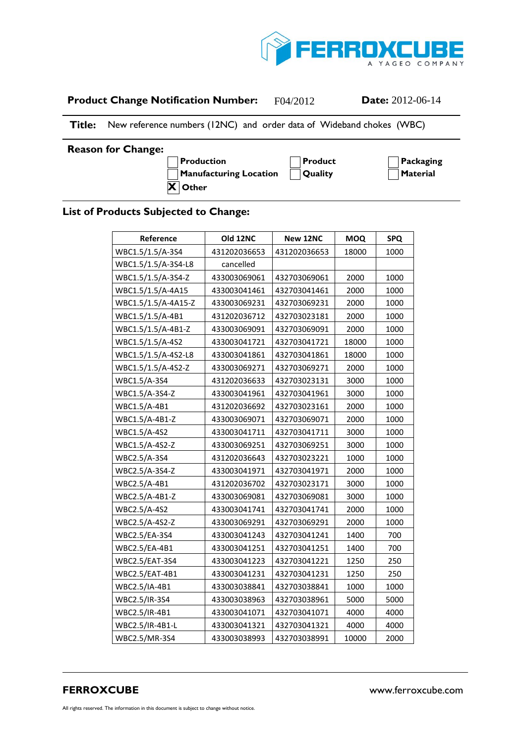**Product Change Notification Number:** F04/2012 **Date:** 2012-06-14

**Title:** New reference numbers (12NC) and order data of Wideband chokes (WBC)

**Reason for Change:**

- [ ] Production
- [ ] Manufacturing Location
- [x] Other
- [ ] Product
- [ ] Quality
- [ ] Packaging
- [ ] Material

## List of Products Subjected to Change:

| Reference | Old 12NC | New 12NC | MOQ | SPQ |
|---|---|---|---|---|
| WBC1.5/1.5/A-3S4 | 431202036653 | 431202036653 | 18000 | 1000 |
| WBC1.5/1.5/A-3S4-L8 | cancelled | | | |
| WBC1.5/1.5/A-3S4-Z | 433003069061 | 432703069061 | 2000 | 1000 |
| WBC1.5/1.5/A-4A15 | 433003041461 | 432703041461 | 2000 | 1000 |
| WBC1.5/1.5/A-4A15-Z | 433003069231 | 432703069231 | 2000 | 1000 |
| WBC1.5/1.5/A-4B1 | 431202036712 | 432703023181 | 2000 | 1000 |
| WBC1.5/1.5/A-4B1-Z | 433003069091 | 432703069091 | 2000 | 1000 |
| WBC1.5/1.5/A-4S2 | 433003041721 | 432703041721 | 18000 | 1000 |
| WBC1.5/1.5/A-4S2-L8 | 433003041861 | 432703041861 | 18000 | 1000 |
| WBC1.5/1.5/A-4S2-Z | 433003069271 | 432703069271 | 2000 | 1000 |
| WBC1.5/A-3S4 | 431202036633 | 432703023131 | 3000 | 1000 |
| WBC1.5/A-3S4-Z | 433003041961 | 432703041961 | 3000 | 1000 |
| WBC1.5/A-4B1 | 431202036692 | 432703023161 | 2000 | 1000 |
| WBC1.5/A-4B1-Z | 433003069071 | 432703069071 | 2000 | 1000 |
| WBC1.5/A-4S2 | 433003041711 | 432703041711 | 3000 | 1000 |
| WBC1.5/A-4S2-Z | 433003069251 | 432703069251 | 3000 | 1000 |
| WBC2.5/A-3S4 | 431202036643 | 432703023221 | 1000 | 1000 |
| WBC2.5/A-3S4-Z | 433003041971 | 432703041971 | 2000 | 1000 |
| WBC2.5/A-4B1 | 431202036702 | 432703023171 | 3000 | 1000 |
| WBC2.5/A-4B1-Z | 433003069081 | 432703069081 | 3000 | 1000 |
| WBC2.5/A-4S2 | 433003041741 | 432703041741 | 2000 | 1000 |
| WBC2.5/A-4S2-Z | 433003069291 | 432703069291 | 2000 | 1000 |
| WBC2.5/EA-3S4 | 433003041243 | 432703041241 | 1400 | 700 |
| WBC2.5/EA-4B1 | 433003041251 | 432703041251 | 1400 | 700 |
| WBC2.5/EAT-3S4 | 433003041223 | 432703041221 | 1250 | 250 |
| WBC2.5/EAT-4B1 | 433003041231 | 432703041231 | 1250 | 250 |
| WBC2.5/IA-4B1 | 433003038841 | 432703038841 | 1000 | 1000 |
| WBC2.5/IR-3S4 | 433003038963 | 432703038961 | 5000 | 5000 |
| WBC2.5/IR-4B1 | 433003041071 | 432703041071 | 4000 | 4000 |
| WBC2.5/IR-4B1-L | 433003041321 | 432703041321 | 4000 | 4000 |
| WBC2.5/MR-3S4 | 433003038993 | 432703038991 | 10000 | 2000 |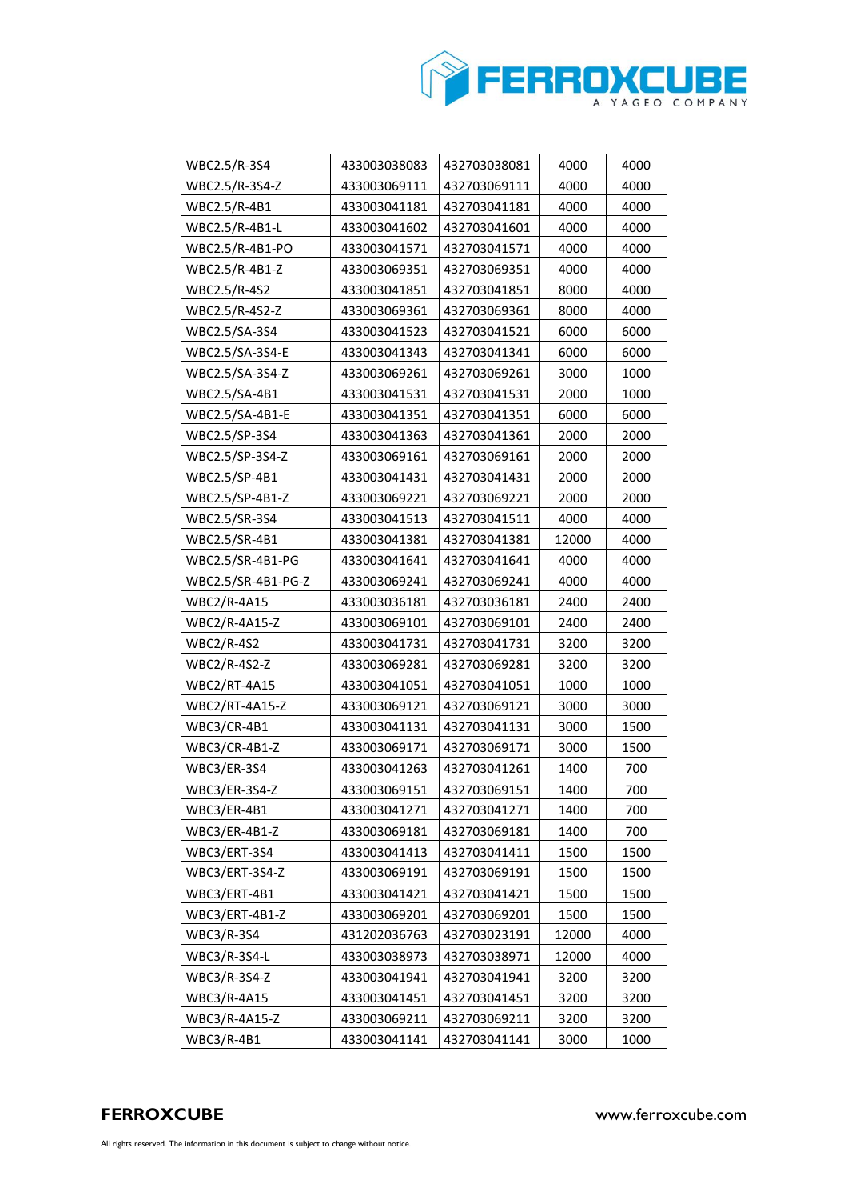| | | | | |
|---|---|---|---|---|
| WBC2.5/R-3S4 | 433003038083 | 432703038081 | 4000 | 4000 |
| WBC2.5/R-3S4-Z | 433003069111 | 432703069111 | 4000 | 4000 |
| WBC2.5/R-4B1 | 433003041181 | 432703041181 | 4000 | 4000 |
| WBC2.5/R-4B1-L | 433003041602 | 432703041601 | 4000 | 4000 |
| WBC2.5/R-4B1-PO | 433003041571 | 432703041571 | 4000 | 4000 |
| WBC2.5/R-4B1-Z | 433003069351 | 432703069351 | 4000 | 4000 |
| WBC2.5/R-4S2 | 433003041851 | 432703041851 | 8000 | 4000 |
| WBC2.5/R-4S2-Z | 433003069361 | 432703069361 | 8000 | 4000 |
| WBC2.5/SA-3S4 | 433003041523 | 432703041521 | 6000 | 6000 |
| WBC2.5/SA-3S4-E | 433003041343 | 432703041341 | 6000 | 6000 |
| WBC2.5/SA-3S4-Z | 433003069261 | 432703069261 | 3000 | 1000 |
| WBC2.5/SA-4B1 | 433003041531 | 432703041531 | 2000 | 1000 |
| WBC2.5/SA-4B1-E | 433003041351 | 432703041351 | 6000 | 6000 |
| WBC2.5/SP-3S4 | 433003041363 | 432703041361 | 2000 | 2000 |
| WBC2.5/SP-3S4-Z | 433003069161 | 432703069161 | 2000 | 2000 |
| WBC2.5/SP-4B1 | 433003041431 | 432703041431 | 2000 | 2000 |
| WBC2.5/SP-4B1-Z | 433003069221 | 432703069221 | 2000 | 2000 |
| WBC2.5/SR-3S4 | 433003041513 | 432703041511 | 4000 | 4000 |
| WBC2.5/SR-4B1 | 433003041381 | 432703041381 | 12000 | 4000 |
| WBC2.5/SR-4B1-PG | 433003041641 | 432703041641 | 4000 | 4000 |
| WBC2.5/SR-4B1-PG-Z | 433003069241 | 432703069241 | 4000 | 4000 |
| WBC2/R-4A15 | 433003036181 | 432703036181 | 2400 | 2400 |
| WBC2/R-4A15-Z | 433003069101 | 432703069101 | 2400 | 2400 |
| WBC2/R-4S2 | 433003041731 | 432703041731 | 3200 | 3200 |
| WBC2/R-4S2-Z | 433003069281 | 432703069281 | 3200 | 3200 |
| WBC2/RT-4A15 | 433003041051 | 432703041051 | 1000 | 1000 |
| WBC2/RT-4A15-Z | 433003069121 | 432703069121 | 3000 | 3000 |
| WBC3/CR-4B1 | 433003041131 | 432703041131 | 3000 | 1500 |
| WBC3/CR-4B1-Z | 433003069171 | 432703069171 | 3000 | 1500 |
| WBC3/ER-3S4 | 433003041263 | 432703041261 | 1400 | 700 |
| WBC3/ER-3S4-Z | 433003069151 | 432703069151 | 1400 | 700 |
| WBC3/ER-4B1 | 433003041271 | 432703041271 | 1400 | 700 |
| WBC3/ER-4B1-Z | 433003069181 | 432703069181 | 1400 | 700 |
| WBC3/ERT-3S4 | 433003041413 | 432703041411 | 1500 | 1500 |
| WBC3/ERT-3S4-Z | 433003069191 | 432703069191 | 1500 | 1500 |
| WBC3/ERT-4B1 | 433003041421 | 432703041421 | 1500 | 1500 |
| WBC3/ERT-4B1-Z | 433003069201 | 432703069201 | 1500 | 1500 |
| WBC3/R-3S4 | 431202036763 | 432703023191 | 12000 | 4000 |
| WBC3/R-3S4-L | 433003038973 | 432703038971 | 12000 | 4000 |
| WBC3/R-3S4-Z | 433003041941 | 432703041941 | 3200 | 3200 |
| WBC3/R-4A15 | 433003041451 | 432703041451 | 3200 | 3200 |
| WBC3/R-4A15-Z | 433003069211 | 432703069211 | 3200 | 3200 |
| WBC3/R-4B1 | 433003041141 | 432703041141 | 3000 | 1000 |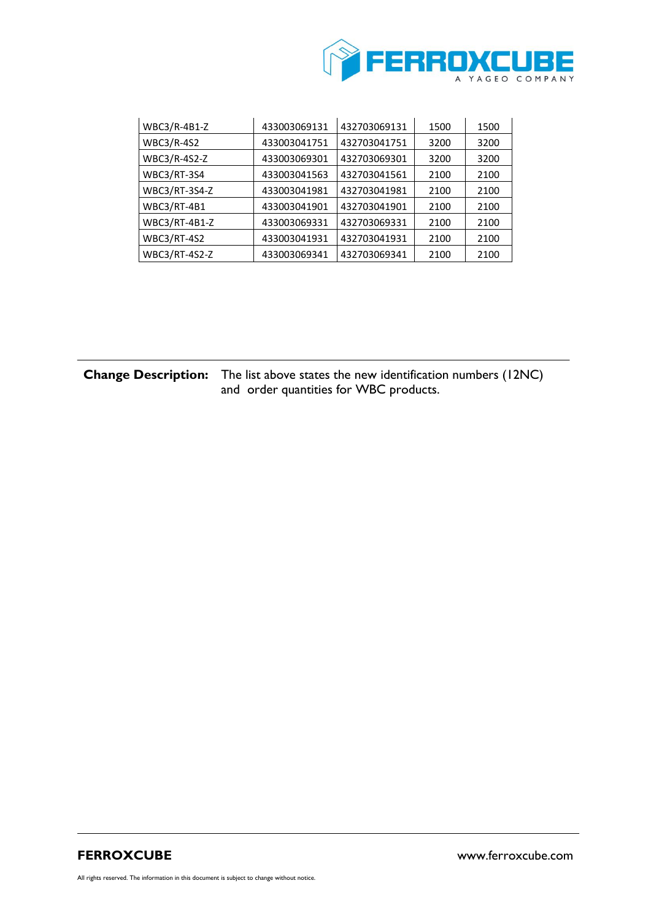| | | | | |
|---|---|---|---|---|
| WBC3/R-4B1-Z | 433003069131 | 432703069131 | 1500 | 1500 |
| WBC3/R-4S2 | 433003041751 | 432703041751 | 3200 | 3200 |
| WBC3/R-4S2-Z | 433003069301 | 432703069301 | 3200 | 3200 |
| WBC3/RT-3S4 | 433003041563 | 432703041561 | 2100 | 2100 |
| WBC3/RT-3S4-Z | 433003041981 | 432703041981 | 2100 | 2100 |
| WBC3/RT-4B1 | 433003041901 | 432703041901 | 2100 | 2100 |
| WBC3/RT-4B1-Z | 433003069331 | 432703069331 | 2100 | 2100 |
| WBC3/RT-4S2 | 433003041931 | 432703041931 | 2100 | 2100 |
| WBC3/RT-4S2-Z | 433003069341 | 432703069341 | 2100 | 2100 |

**Change Description:** The list above states the new identification numbers (12NC) and order quantities for WBC products.